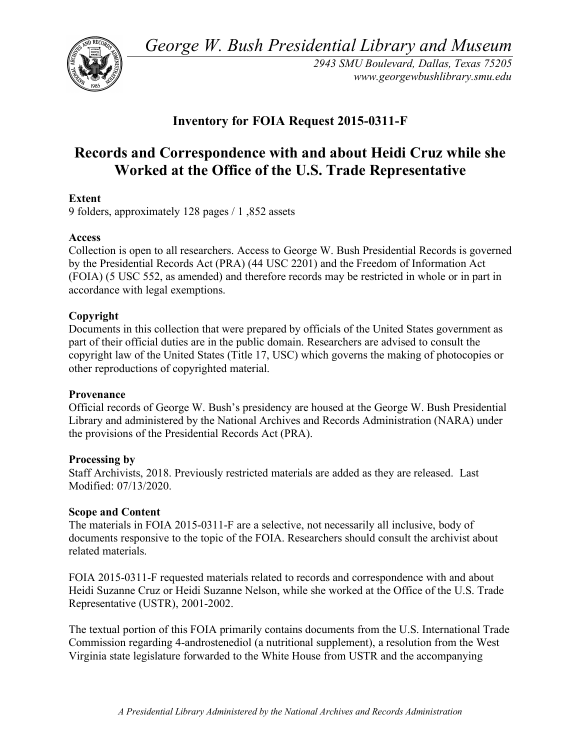*George W. Bush Presidential Library and Museum*

*2943 SMU Boulevard, Dallas, Texas 75205*
*www.georgewbushlibrary.smu.edu*

## Inventory for FOIA Request 2015-0311-F

# Records and Correspondence with and about Heidi Cruz while she Worked at the Office of the U.S. Trade Representative

**Extent**
9 folders, approximately 128 pages / 1 ,852 assets

**Access**
Collection is open to all researchers. Access to George W. Bush Presidential Records is governed by the Presidential Records Act (PRA) (44 USC 2201) and the Freedom of Information Act (FOIA) (5 USC 552, as amended) and therefore records may be restricted in whole or in part in accordance with legal exemptions.

**Copyright**
Documents in this collection that were prepared by officials of the United States government as part of their official duties are in the public domain. Researchers are advised to consult the copyright law of the United States (Title 17, USC) which governs the making of photocopies or other reproductions of copyrighted material.

**Provenance**
Official records of George W. Bush's presidency are housed at the George W. Bush Presidential Library and administered by the National Archives and Records Administration (NARA) under the provisions of the Presidential Records Act (PRA).

**Processing by**
Staff Archivists, 2018. Previously restricted materials are added as they are released. Last Modified: 07/13/2020.

**Scope and Content**
The materials in FOIA 2015-0311-F are a selective, not necessarily all inclusive, body of documents responsive to the topic of the FOIA. Researchers should consult the archivist about related materials.

FOIA 2015-0311-F requested materials related to records and correspondence with and about Heidi Suzanne Cruz or Heidi Suzanne Nelson, while she worked at the Office of the U.S. Trade Representative (USTR), 2001-2002.

The textual portion of this FOIA primarily contains documents from the U.S. International Trade Commission regarding 4-androstenediol (a nutritional supplement), a resolution from the West Virginia state legislature forwarded to the White House from USTR and the accompanying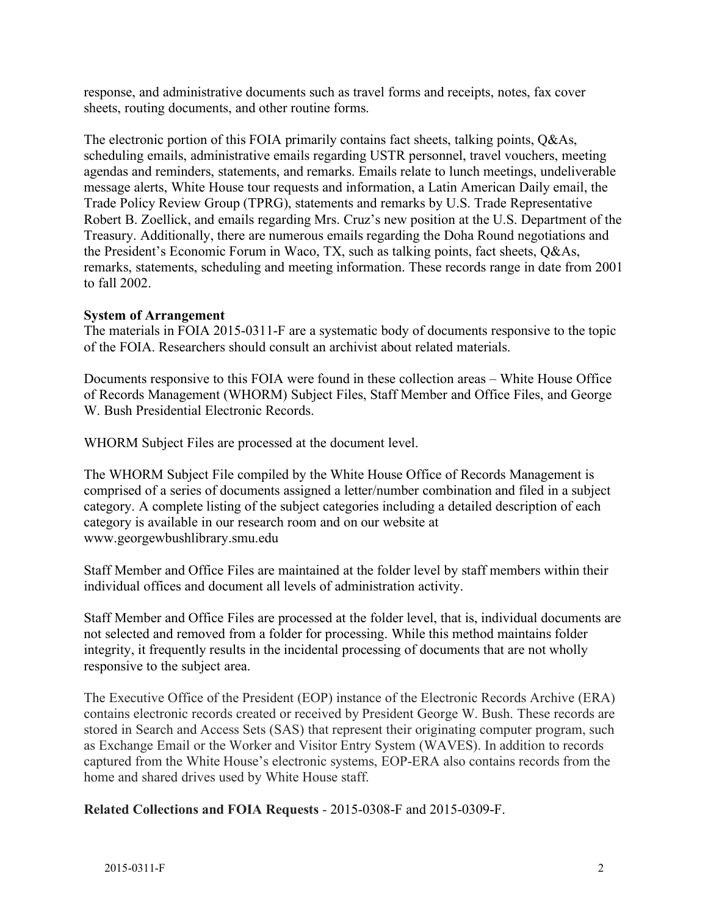response, and administrative documents such as travel forms and receipts, notes, fax cover sheets, routing documents, and other routine forms.

The electronic portion of this FOIA primarily contains fact sheets, talking points, Q&As, scheduling emails, administrative emails regarding USTR personnel, travel vouchers, meeting agendas and reminders, statements, and remarks. Emails relate to lunch meetings, undeliverable message alerts, White House tour requests and information, a Latin American Daily email, the Trade Policy Review Group (TPRG), statements and remarks by U.S. Trade Representative Robert B. Zoellick, and emails regarding Mrs. Cruz's new position at the U.S. Department of the Treasury. Additionally, there are numerous emails regarding the Doha Round negotiations and the President's Economic Forum in Waco, TX, such as talking points, fact sheets, Q&As, remarks, statements, scheduling and meeting information. These records range in date from 2001 to fall 2002.

**System of Arrangement**

The materials in FOIA 2015-0311-F are a systematic body of documents responsive to the topic of the FOIA. Researchers should consult an archivist about related materials.

Documents responsive to this FOIA were found in these collection areas – White House Office of Records Management (WHORM) Subject Files, Staff Member and Office Files, and George W. Bush Presidential Electronic Records.

WHORM Subject Files are processed at the document level.

The WHORM Subject File compiled by the White House Office of Records Management is comprised of a series of documents assigned a letter/number combination and filed in a subject category. A complete listing of the subject categories including a detailed description of each category is available in our research room and on our website at www.georgewbushlibrary.smu.edu

Staff Member and Office Files are maintained at the folder level by staff members within their individual offices and document all levels of administration activity.

Staff Member and Office Files are processed at the folder level, that is, individual documents are not selected and removed from a folder for processing. While this method maintains folder integrity, it frequently results in the incidental processing of documents that are not wholly responsive to the subject area.

The Executive Office of the President (EOP) instance of the Electronic Records Archive (ERA) contains electronic records created or received by President George W. Bush. These records are stored in Search and Access Sets (SAS) that represent their originating computer program, such as Exchange Email or the Worker and Visitor Entry System (WAVES). In addition to records captured from the White House's electronic systems, EOP-ERA also contains records from the home and shared drives used by White House staff.

**Related Collections and FOIA Requests** - 2015-0308-F and 2015-0309-F.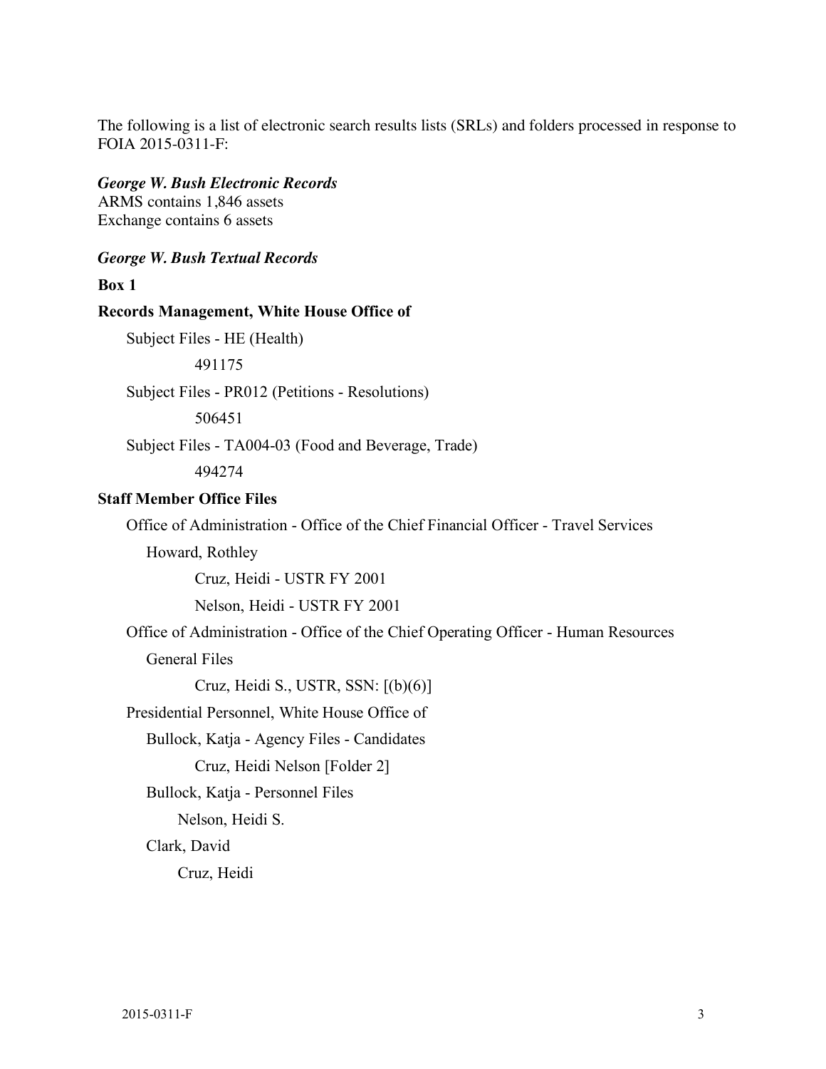The following is a list of electronic search results lists (SRLs) and folders processed in response to FOIA 2015-0311-F:

***George W. Bush Electronic Records***
ARMS contains 1,846 assets
Exchange contains 6 assets

***George W. Bush Textual Records***

**Box 1**

**Records Management, White House Office of**

- Subject Files - HE (Health)
  - 491175
- Subject Files - PR012 (Petitions - Resolutions)
  - 506451
- Subject Files - TA004-03 (Food and Beverage, Trade)
  - 494274

**Staff Member Office Files**

- Office of Administration - Office of the Chief Financial Officer - Travel Services
  - Howard, Rothley
    - Cruz, Heidi - USTR FY 2001
    - Nelson, Heidi - USTR FY 2001
- Office of Administration - Office of the Chief Operating Officer - Human Resources
  - General Files
    - Cruz, Heidi S., USTR, SSN: [(b)(6)]
- Presidential Personnel, White House Office of
  - Bullock, Katja - Agency Files - Candidates
    - Cruz, Heidi Nelson [Folder 2]
  - Bullock, Katja - Personnel Files
    - Nelson, Heidi S.
  - Clark, David
    - Cruz, Heidi